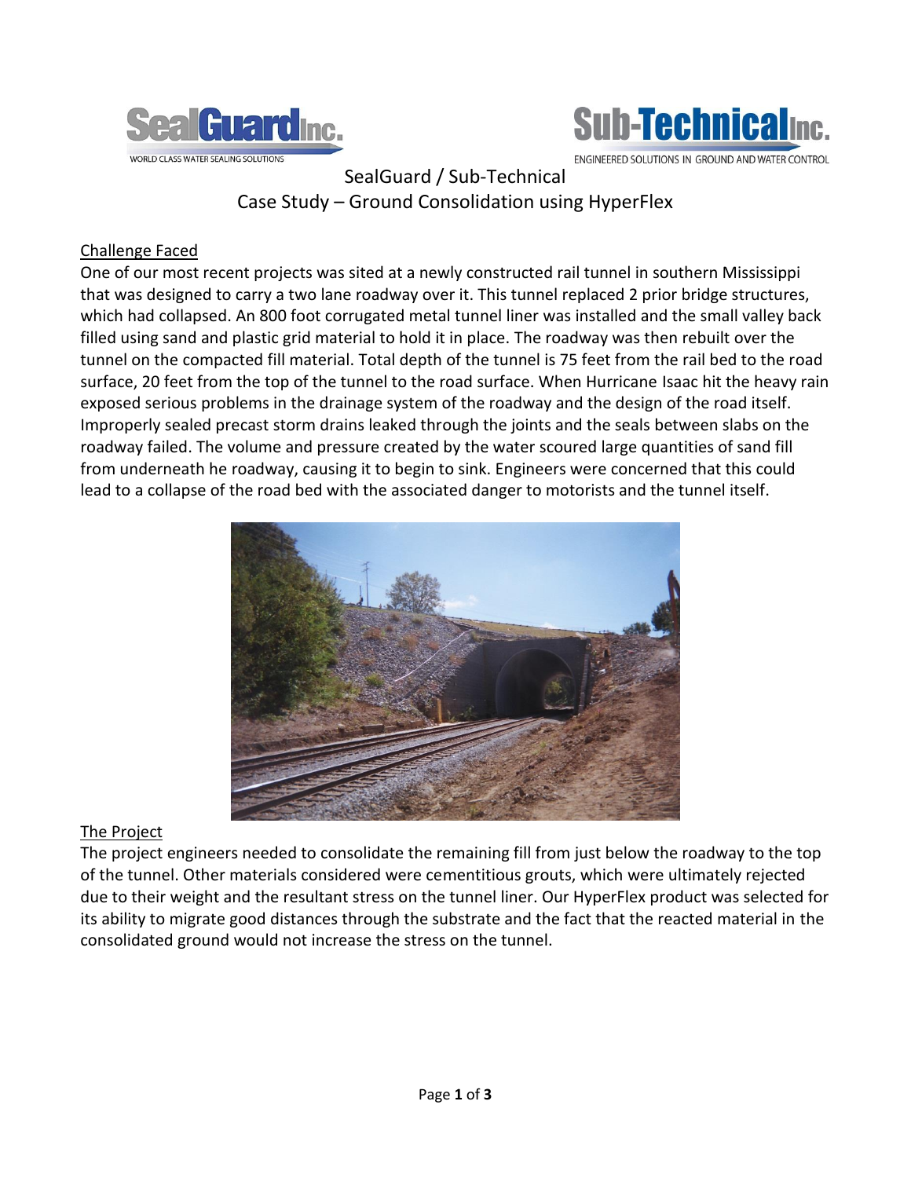SealGuard Inc. — WORLD CLASS WATER SEALING SOLUTIONS

Sub-Technical Inc. — ENGINEERED SOLUTIONS IN GROUND AND WATER CONTROL

# SealGuard / Sub-Technical
# Case Study – Ground Consolidation using HyperFlex

## Challenge Faced

One of our most recent projects was sited at a newly constructed rail tunnel in southern Mississippi that was designed to carry a two lane roadway over it. This tunnel replaced 2 prior bridge structures, which had collapsed. An 800 foot corrugated metal tunnel liner was installed and the small valley back filled using sand and plastic grid material to hold it in place. The roadway was then rebuilt over the tunnel on the compacted fill material. Total depth of the tunnel is 75 feet from the rail bed to the road surface, 20 feet from the top of the tunnel to the road surface. When Hurricane Isaac hit the heavy rain exposed serious problems in the drainage system of the roadway and the design of the road itself. Improperly sealed precast storm drains leaked through the joints and the seals between slabs on the roadway failed. The volume and pressure created by the water scoured large quantities of sand fill from underneath he roadway, causing it to begin to sink. Engineers were concerned that this could lead to a collapse of the road bed with the associated danger to motorists and the tunnel itself.

## The Project

The project engineers needed to consolidate the remaining fill from just below the roadway to the top of the tunnel. Other materials considered were cementitious grouts, which were ultimately rejected due to their weight and the resultant stress on the tunnel liner. Our HyperFlex product was selected for its ability to migrate good distances through the substrate and the fact that the reacted material in the consolidated ground would not increase the stress on the tunnel.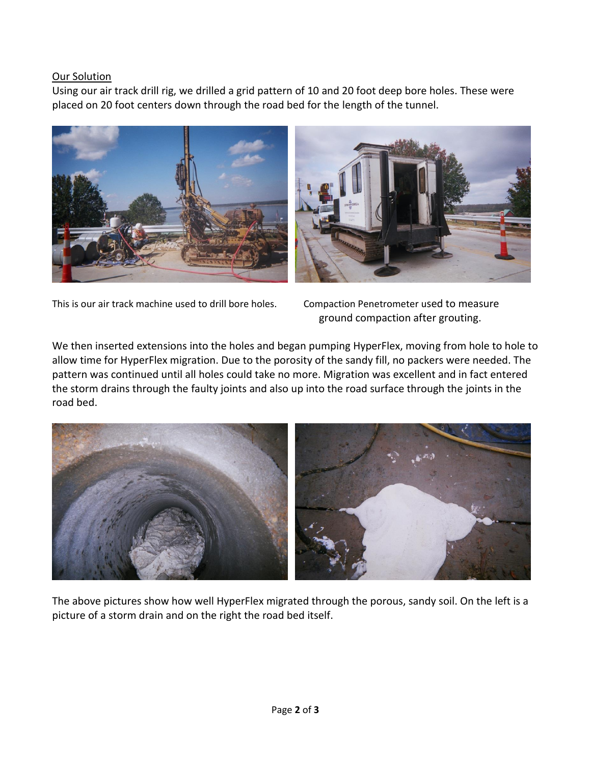Our Solution

Using our air track drill rig, we drilled a grid pattern of 10 and 20 foot deep bore holes. These were placed on 20 foot centers down through the road bed for the length of the tunnel.

This is our air track machine used to drill bore holes.

Compaction Penetrometer used to measure ground compaction after grouting.

We then inserted extensions into the holes and began pumping HyperFlex, moving from hole to hole to allow time for HyperFlex migration. Due to the porosity of the sandy fill, no packers were needed. The pattern was continued until all holes could take no more. Migration was excellent and in fact entered the storm drains through the faulty joints and also up into the road surface through the joints in the road bed.

The above pictures show how well HyperFlex migrated through the porous, sandy soil. On the left is a picture of a storm drain and on the right the road bed itself.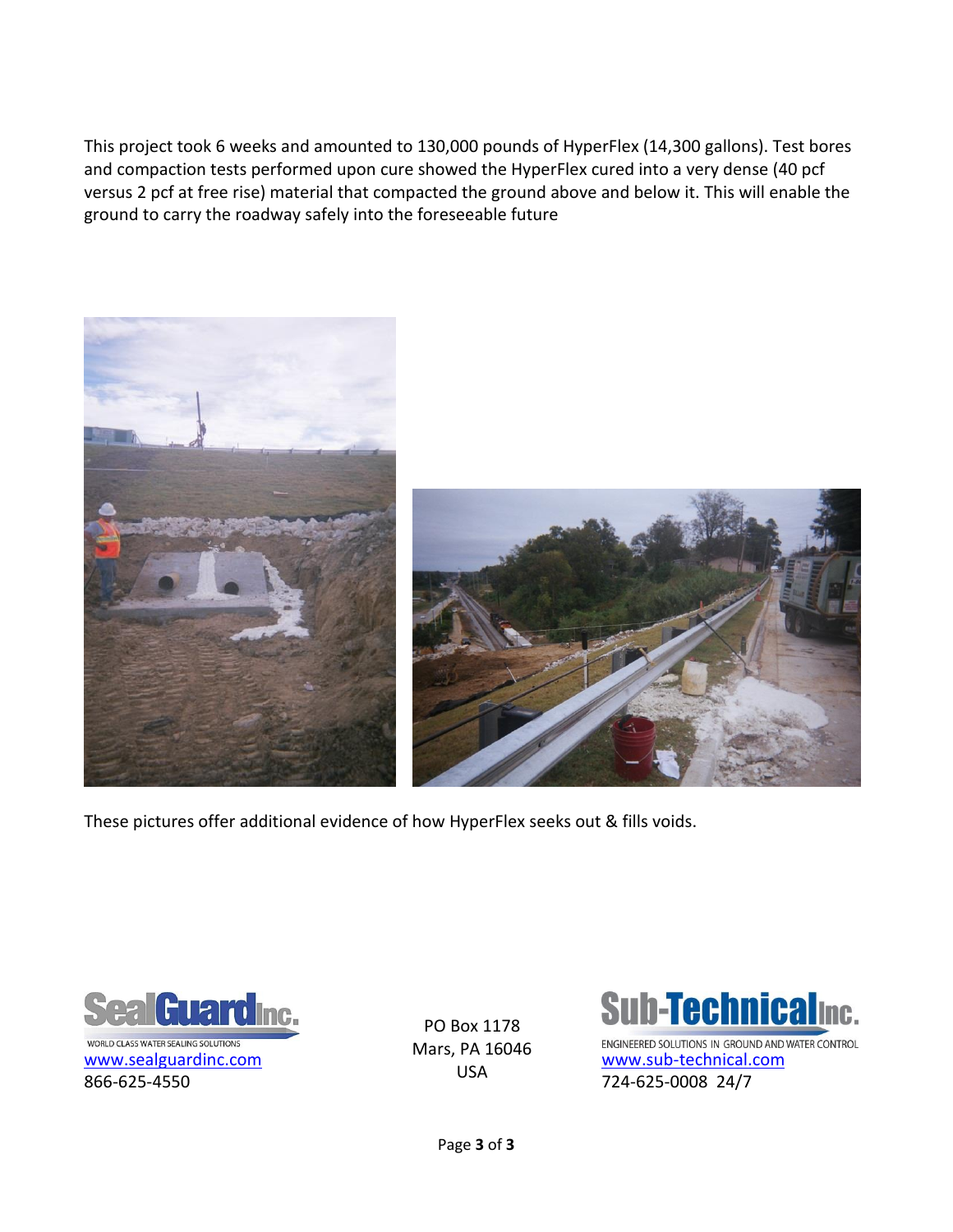This project took 6 weeks and amounted to 130,000 pounds of HyperFlex (14,300 gallons). Test bores and compaction tests performed upon cure showed the HyperFlex cured into a very dense (40 pcf versus 2 pcf at free rise) material that compacted the ground above and below it. This will enable the ground to carry the roadway safely into the foreseeable future

These pictures offer additional evidence of how HyperFlex seeks out & fills voids.

SealGuard Inc.
WORLD CLASS WATER SEALING SOLUTIONS
www.sealguardinc.com
866-625-4550

PO Box 1178
Mars, PA 16046
USA

Sub-Technical Inc.
ENGINEERED SOLUTIONS IN GROUND AND WATER CONTROL
www.sub-technical.com
724-625-0008 24/7